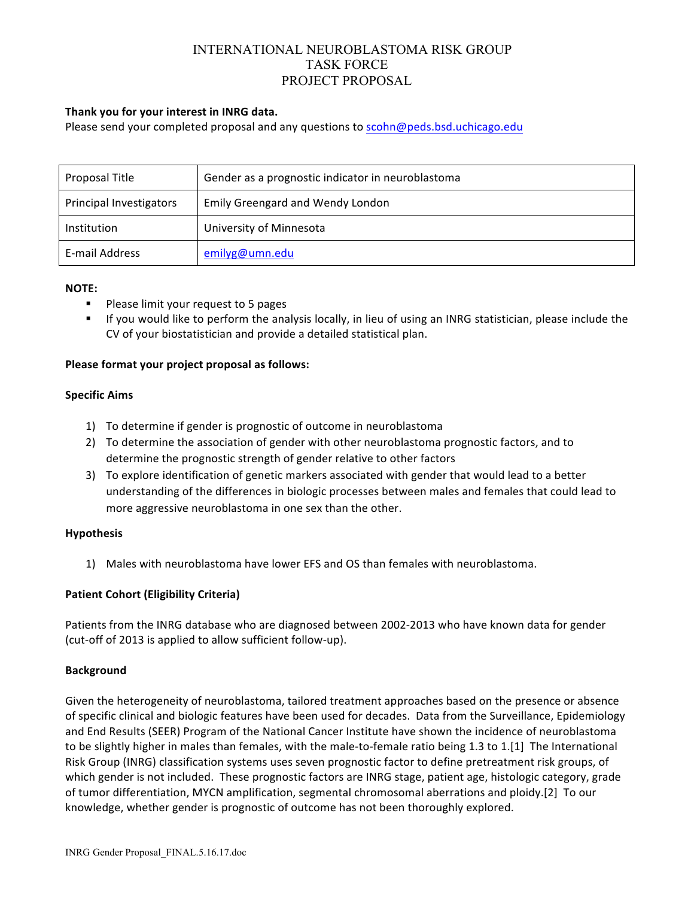# INTERNATIONAL NEUROBLASTOMA RISK GROUP
# TASK FORCE
# PROJECT PROPOSAL

**Thank you for your interest in INRG data.**
Please send your completed proposal and any questions to scohn@peds.bsd.uchicago.edu

| Proposal Title | Gender as a prognostic indicator in neuroblastoma |
|---|---|
| Principal Investigators | Emily Greengard and Wendy London |
| Institution | University of Minnesota |
| E-mail Address | emilyg@umn.edu |

**NOTE:**

- Please limit your request to 5 pages
- If you would like to perform the analysis locally, in lieu of using an INRG statistician, please include the CV of your biostatistician and provide a detailed statistical plan.

**Please format your project proposal as follows:**

**Specific Aims**

1) To determine if gender is prognostic of outcome in neuroblastoma
2) To determine the association of gender with other neuroblastoma prognostic factors, and to determine the prognostic strength of gender relative to other factors
3) To explore identification of genetic markers associated with gender that would lead to a better understanding of the differences in biologic processes between males and females that could lead to more aggressive neuroblastoma in one sex than the other.

**Hypothesis**

1) Males with neuroblastoma have lower EFS and OS than females with neuroblastoma.

**Patient Cohort (Eligibility Criteria)**

Patients from the INRG database who are diagnosed between 2002-2013 who have known data for gender (cut-off of 2013 is applied to allow sufficient follow-up).

**Background**

Given the heterogeneity of neuroblastoma, tailored treatment approaches based on the presence or absence of specific clinical and biologic features have been used for decades. Data from the Surveillance, Epidemiology and End Results (SEER) Program of the National Cancer Institute have shown the incidence of neuroblastoma to be slightly higher in males than females, with the male-to-female ratio being 1.3 to 1.[1] The International Risk Group (INRG) classification systems uses seven prognostic factor to define pretreatment risk groups, of which gender is not included. These prognostic factors are INRG stage, patient age, histologic category, grade of tumor differentiation, MYCN amplification, segmental chromosomal aberrations and ploidy.[2] To our knowledge, whether gender is prognostic of outcome has not been thoroughly explored.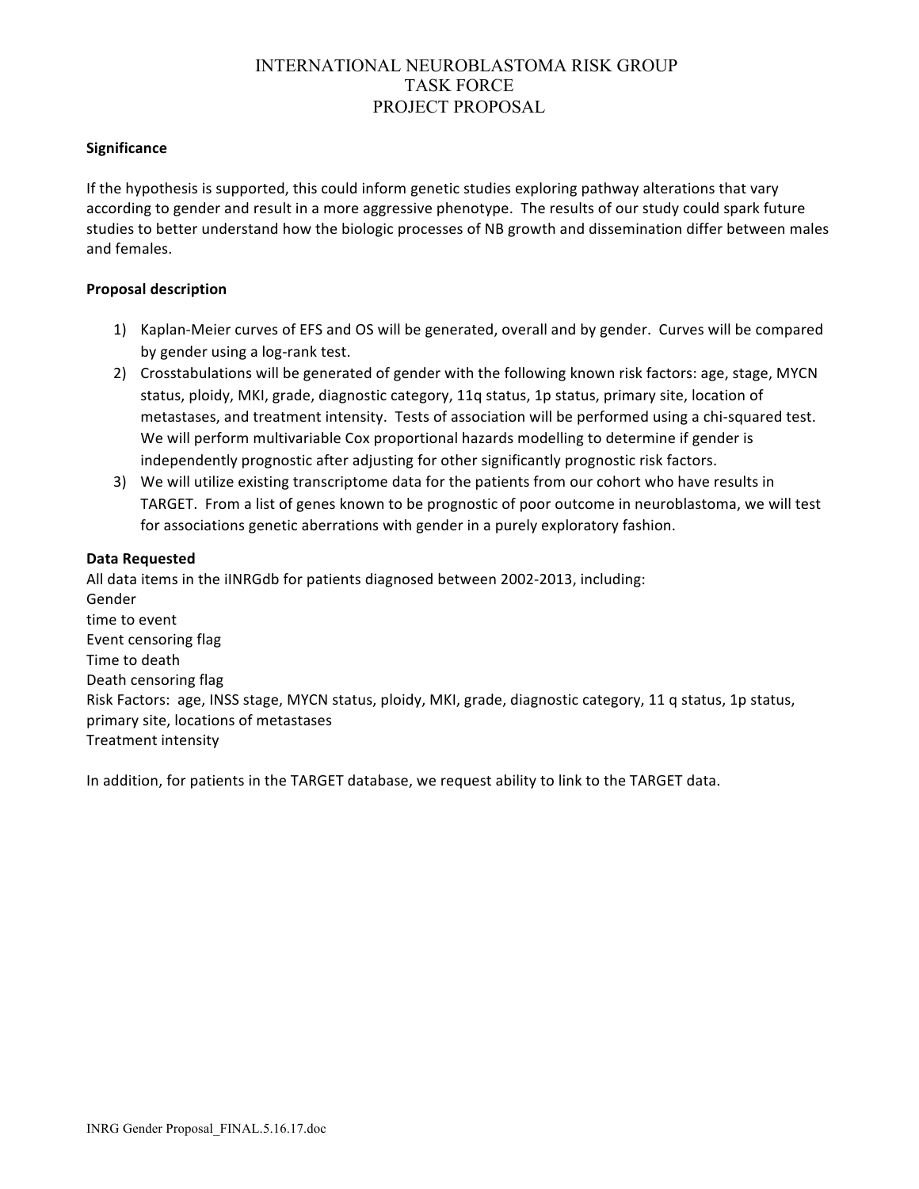# INTERNATIONAL NEUROBLASTOMA RISK GROUP
# TASK FORCE
# PROJECT PROPOSAL

**Significance**

If the hypothesis is supported, this could inform genetic studies exploring pathway alterations that vary according to gender and result in a more aggressive phenotype. The results of our study could spark future studies to better understand how the biologic processes of NB growth and dissemination differ between males and females.

**Proposal description**

1) Kaplan-Meier curves of EFS and OS will be generated, overall and by gender. Curves will be compared by gender using a log-rank test.
2) Crosstabulations will be generated of gender with the following known risk factors: age, stage, MYCN status, ploidy, MKI, grade, diagnostic category, 11q status, 1p status, primary site, location of metastases, and treatment intensity. Tests of association will be performed using a chi-squared test. We will perform multivariable Cox proportional hazards modelling to determine if gender is independently prognostic after adjusting for other significantly prognostic risk factors.
3) We will utilize existing transcriptome data for the patients from our cohort who have results in TARGET. From a list of genes known to be prognostic of poor outcome in neuroblastoma, we will test for associations genetic aberrations with gender in a purely exploratory fashion.

**Data Requested**

All data items in the iINRGdb for patients diagnosed between 2002-2013, including:
Gender
time to event
Event censoring flag
Time to death
Death censoring flag
Risk Factors: age, INSS stage, MYCN status, ploidy, MKI, grade, diagnostic category, 11 q status, 1p status, primary site, locations of metastases
Treatment intensity

In addition, for patients in the TARGET database, we request ability to link to the TARGET data.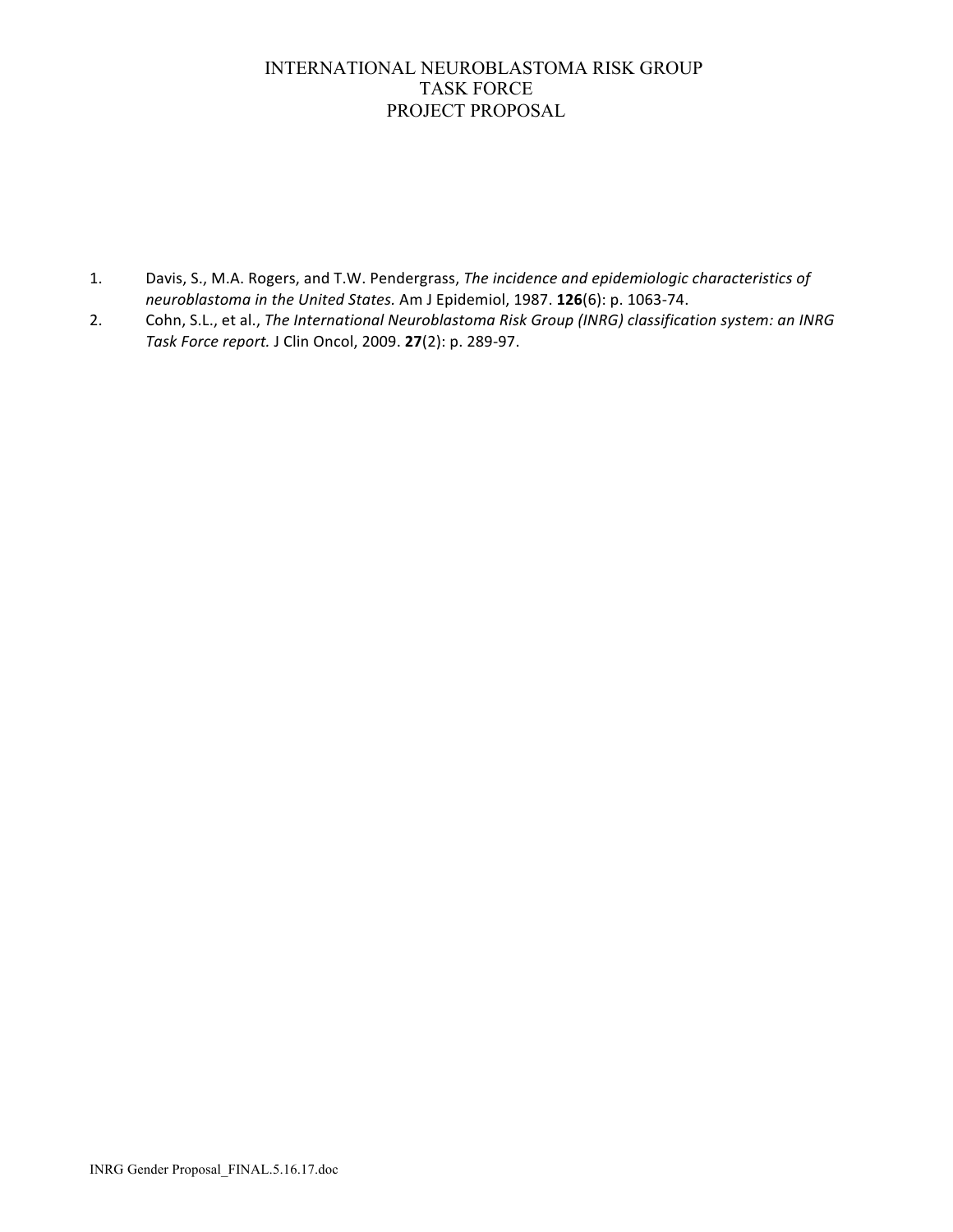1. Davis, S., M.A. Rogers, and T.W. Pendergrass, *The incidence and epidemiologic characteristics of neuroblastoma in the United States.* Am J Epidemiol, 1987. **126**(6): p. 1063-74.
2. Cohn, S.L., et al., *The International Neuroblastoma Risk Group (INRG) classification system: an INRG Task Force report.* J Clin Oncol, 2009. **27**(2): p. 289-97.